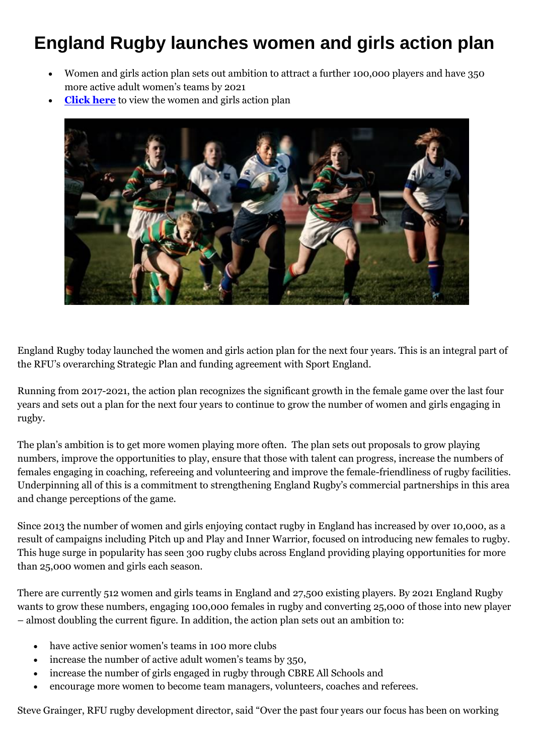# England Rugby launches women and girls action plan

- Women and girls action plan sets out ambition to attract a further 100,000 players and have 350 more active adult women's teams by 2021
- **Click here** to view the women and girls action plan

England Rugby today launched the women and girls action plan for the next four years. This is an integral part of the RFU's overarching Strategic Plan and funding agreement with Sport England.

Running from 2017-2021, the action plan recognizes the significant growth in the female game over the last four years and sets out a plan for the next four years to continue to grow the number of women and girls engaging in rugby.

The plan's ambition is to get more women playing more often. The plan sets out proposals to grow playing numbers, improve the opportunities to play, ensure that those with talent can progress, increase the numbers of females engaging in coaching, refereeing and volunteering and improve the female-friendliness of rugby facilities. Underpinning all of this is a commitment to strengthening England Rugby's commercial partnerships in this area and change perceptions of the game.

Since 2013 the number of women and girls enjoying contact rugby in England has increased by over 10,000, as a result of campaigns including Pitch up and Play and Inner Warrior, focused on introducing new females to rugby. This huge surge in popularity has seen 300 rugby clubs across England providing playing opportunities for more than 25,000 women and girls each season.

There are currently 512 women and girls teams in England and 27,500 existing players. By 2021 England Rugby wants to grow these numbers, engaging 100,000 females in rugby and converting 25,000 of those into new player – almost doubling the current figure. In addition, the action plan sets out an ambition to:

- have active senior women's teams in 100 more clubs
- increase the number of active adult women's teams by 350,
- increase the number of girls engaged in rugby through CBRE All Schools and
- encourage more women to become team managers, volunteers, coaches and referees.

Steve Grainger, RFU rugby development director, said "Over the past four years our focus has been on working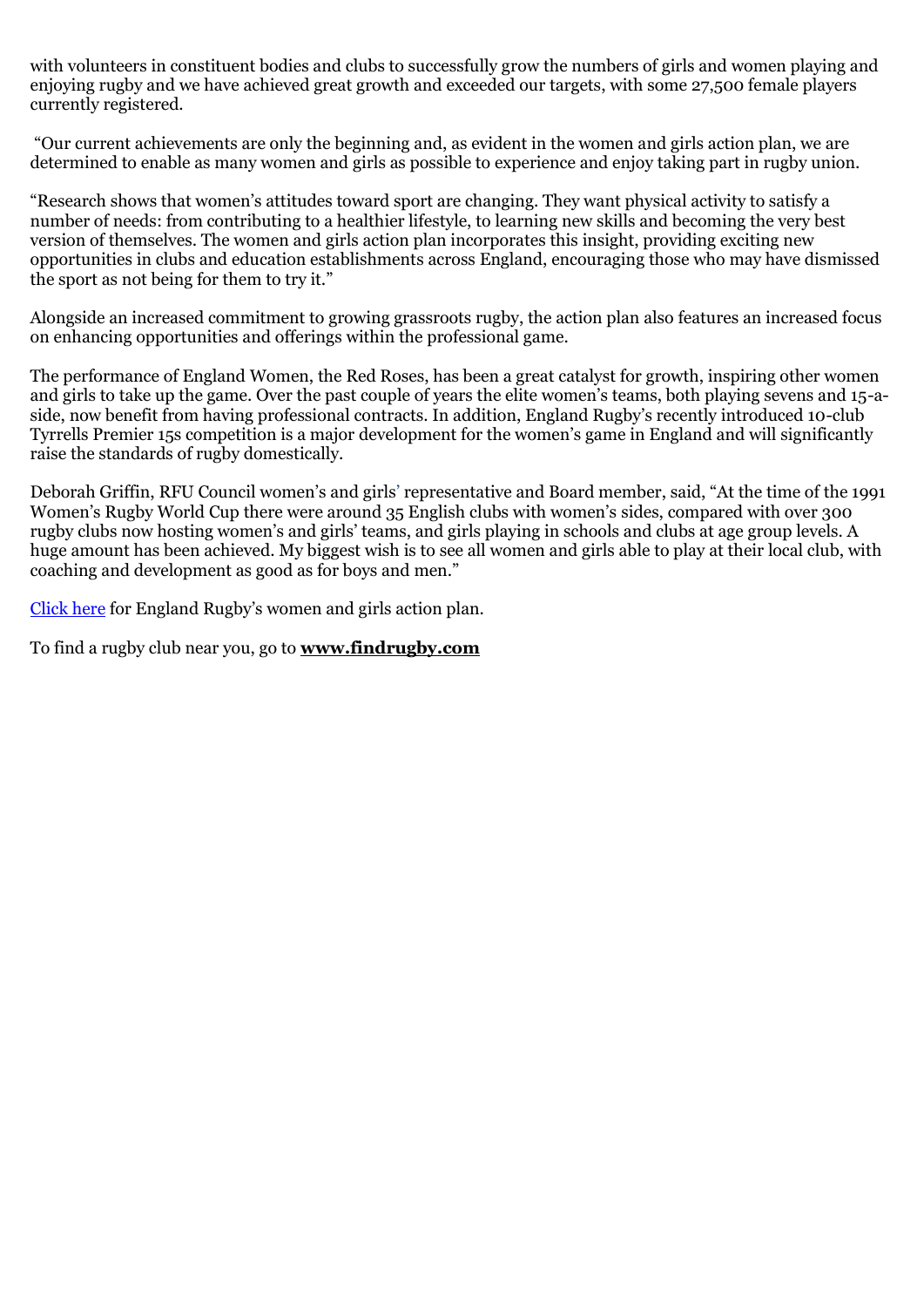with volunteers in constituent bodies and clubs to successfully grow the numbers of girls and women playing and enjoying rugby and we have achieved great growth and exceeded our targets, with some 27,500 female players currently registered.

"Our current achievements are only the beginning and, as evident in the women and girls action plan, we are determined to enable as many women and girls as possible to experience and enjoy taking part in rugby union.

"Research shows that women's attitudes toward sport are changing. They want physical activity to satisfy a number of needs: from contributing to a healthier lifestyle, to learning new skills and becoming the very best version of themselves. The women and girls action plan incorporates this insight, providing exciting new opportunities in clubs and education establishments across England, encouraging those who may have dismissed the sport as not being for them to try it."

Alongside an increased commitment to growing grassroots rugby, the action plan also features an increased focus on enhancing opportunities and offerings within the professional game.

The performance of England Women, the Red Roses, has been a great catalyst for growth, inspiring other women and girls to take up the game. Over the past couple of years the elite women's teams, both playing sevens and 15-a-side, now benefit from having professional contracts. In addition, England Rugby's recently introduced 10-club Tyrrells Premier 15s competition is a major development for the women's game in England and will significantly raise the standards of rugby domestically.

Deborah Griffin, RFU Council women's and girls' representative and Board member, said, "At the time of the 1991 Women's Rugby World Cup there were around 35 English clubs with women's sides, compared with over 300 rugby clubs now hosting women's and girls' teams, and girls playing in schools and clubs at age group levels. A huge amount has been achieved. My biggest wish is to see all women and girls able to play at their local club, with coaching and development as good as for boys and men."

Click here for England Rugby's women and girls action plan.

To find a rugby club near you, go to **www.findrugby.com**